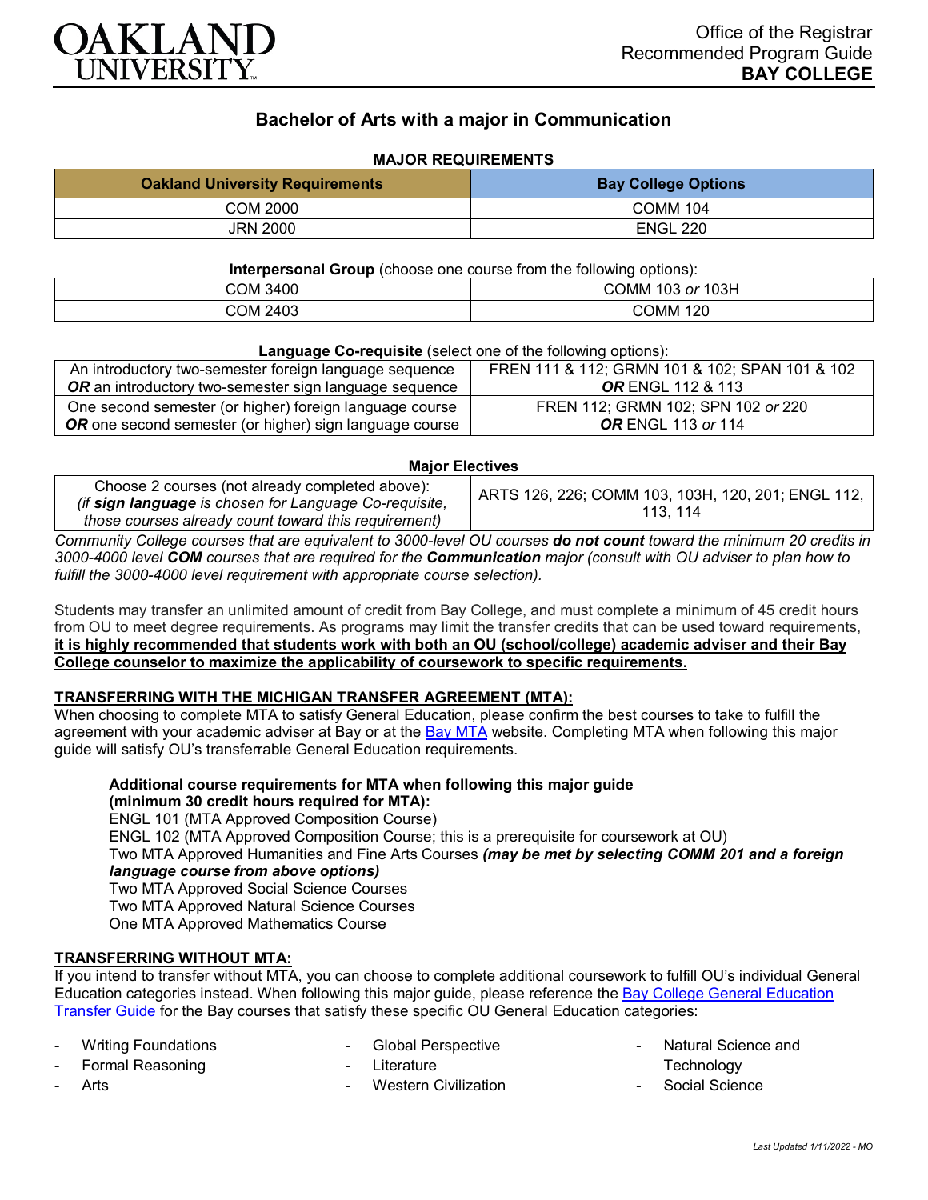Office of the Registrar
Recommended Program Guide
**BAY COLLEGE**

# Bachelor of Arts with a major in Communication

## MAJOR REQUIREMENTS

| Oakland University Requirements | Bay College Options |
|---|---|
| COM 2000 | COMM 104 |
| JRN 2000 | ENGL 220 |

**Interpersonal Group** (choose one course from the following options):

| | |
|---|---|
| COM 3400 | COMM 103 *or* 103H |
| COM 2403 | COMM 120 |

**Language Co-requisite** (select one of the following options):

| | |
|---|---|
| An introductory two-semester foreign language sequence ***OR*** an introductory two-semester sign language sequence | FREN 111 & 112; GRMN 101 & 102; SPAN 101 & 102 ***OR*** ENGL 112 & 113 |
| One second semester (or higher) foreign language course ***OR*** one second semester (or higher) sign language course | FREN 112; GRMN 102; SPN 102 *or* 220 ***OR*** ENGL 113 *or* 114 |

**Major Electives**

| | |
|---|---|
| Choose 2 courses (not already completed above): *(if **sign language** is chosen for Language Co-requisite, those courses already count toward this requirement)* | ARTS 126, 226; COMM 103, 103H, 120, 201; ENGL 112, 113, 114 |

*Community College courses that are equivalent to 3000-level OU courses **do not count** toward the minimum 20 credits in 3000-4000 level **COM** courses that are required for the **Communication** major (consult with OU adviser to plan how to fulfill the 3000-4000 level requirement with appropriate course selection).*

Students may transfer an unlimited amount of credit from Bay College, and must complete a minimum of 45 credit hours from OU to meet degree requirements. As programs may limit the transfer credits that can be used toward requirements, **it is highly recommended that students work with both an OU (school/college) academic adviser and their Bay College counselor to maximize the applicability of coursework to specific requirements.**

## TRANSFERRING WITH THE MICHIGAN TRANSFER AGREEMENT (MTA):

When choosing to complete MTA to satisfy General Education, please confirm the best courses to take to fulfill the agreement with your academic adviser at Bay or at the Bay MTA website. Completing MTA when following this major guide will satisfy OU's transferrable General Education requirements.

**Additional course requirements for MTA when following this major guide (minimum 30 credit hours required for MTA):**
ENGL 101 (MTA Approved Composition Course)
ENGL 102 (MTA Approved Composition Course; this is a prerequisite for coursework at OU)
Two MTA Approved Humanities and Fine Arts Courses ***(may be met by selecting COMM 201 and a foreign language course from above options)***
Two MTA Approved Social Science Courses
Two MTA Approved Natural Science Courses
One MTA Approved Mathematics Course

## TRANSFERRING WITHOUT MTA:

If you intend to transfer without MTA, you can choose to complete additional coursework to fulfill OU's individual General Education categories instead. When following this major guide, please reference the Bay College General Education Transfer Guide for the Bay courses that satisfy these specific OU General Education categories:

- Writing Foundations
- Formal Reasoning
- Arts
- Global Perspective
- Literature
- Western Civilization
- Natural Science and Technology
- Social Science

*Last Updated 1/11/2022 - MO*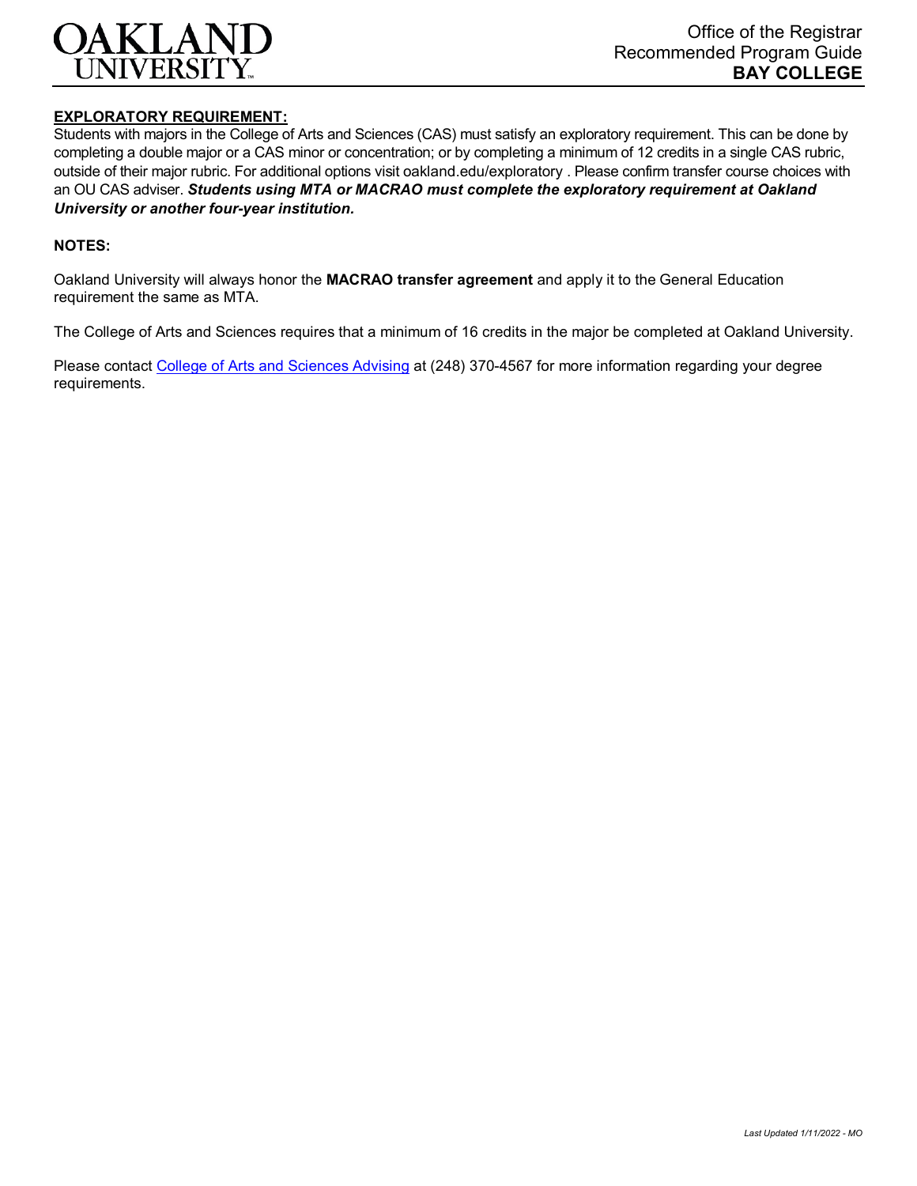**EXPLORATORY REQUIREMENT:**

Students with majors in the College of Arts and Sciences (CAS) must satisfy an exploratory requirement. This can be done by completing a double major or a CAS minor or concentration; or by completing a minimum of 12 credits in a single CAS rubric, outside of their major rubric. For additional options visit oakland.edu/exploratory . Please confirm transfer course choices with an OU CAS adviser. ***Students using MTA or MACRAO must complete the exploratory requirement at Oakland University or another four-year institution.***

**NOTES:**

Oakland University will always honor the **MACRAO transfer agreement** and apply it to the General Education requirement the same as MTA.

The College of Arts and Sciences requires that a minimum of 16 credits in the major be completed at Oakland University.

Please contact College of Arts and Sciences Advising at (248) 370-4567 for more information regarding your degree requirements.

*Last Updated 1/11/2022 - MO*